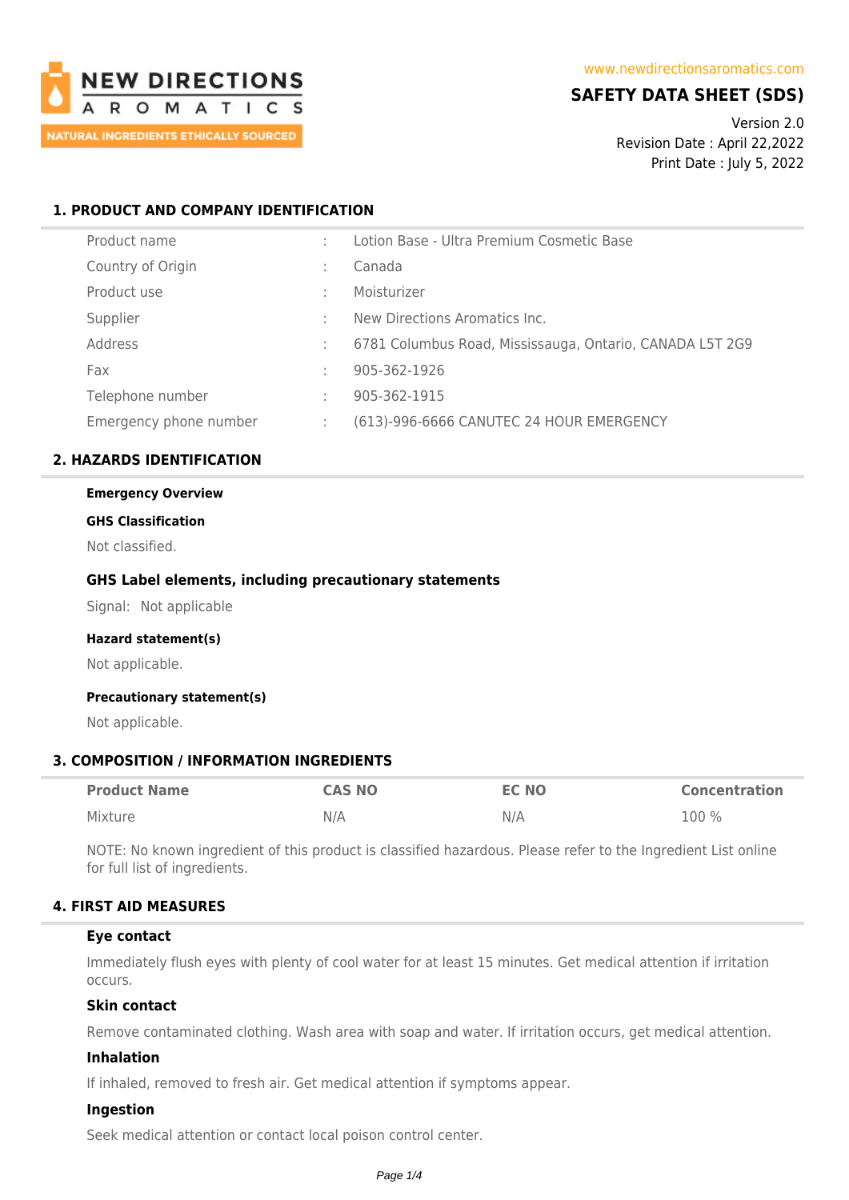NEW DIRECTIONS AROMATICS

NATURAL INGREDIENTS ETHICALLY SOURCED

www.newdirectionsaromatics.com

# SAFETY DATA SHEET (SDS)

Version 2.0
Revision Date : April 22,2022
Print Date : July 5, 2022

## 1. PRODUCT AND COMPANY IDENTIFICATION

| | | |
|---|---|---|
| Product name | : | Lotion Base - Ultra Premium Cosmetic Base |
| Country of Origin | : | Canada |
| Product use | : | Moisturizer |
| Supplier | : | New Directions Aromatics Inc. |
| Address | : | 6781 Columbus Road, Mississauga, Ontario, CANADA L5T 2G9 |
| Fax | : | 905-362-1926 |
| Telephone number | : | 905-362-1915 |
| Emergency phone number | : | (613)-996-6666 CANUTEC 24 HOUR EMERGENCY |

## 2. HAZARDS IDENTIFICATION

**Emergency Overview**

**GHS Classification**

Not classified.

### GHS Label elements, including precautionary statements

Signal: Not applicable

**Hazard statement(s)**

Not applicable.

**Precautionary statement(s)**

Not applicable.

## 3. COMPOSITION / INFORMATION INGREDIENTS

| Product Name | CAS NO | EC NO | Concentration |
|---|---|---|---|
| Mixture | N/A | N/A | 100 % |

NOTE: No known ingredient of this product is classified hazardous. Please refer to the Ingredient List online for full list of ingredients.

## 4. FIRST AID MEASURES

### Eye contact

Immediately flush eyes with plenty of cool water for at least 15 minutes. Get medical attention if irritation occurs.

### Skin contact

Remove contaminated clothing. Wash area with soap and water. If irritation occurs, get medical attention.

### Inhalation

If inhaled, removed to fresh air. Get medical attention if symptoms appear.

### Ingestion

Seek medical attention or contact local poison control center.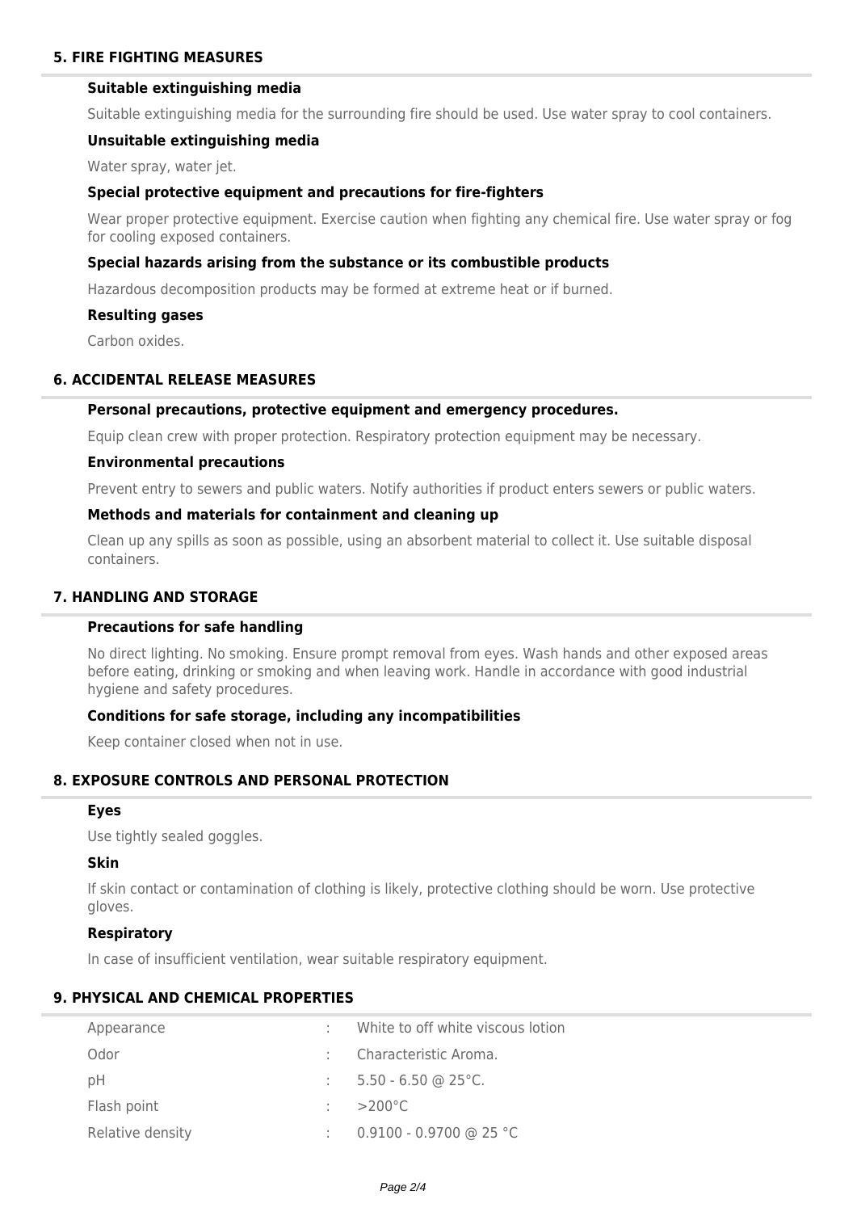## 5. FIRE FIGHTING MEASURES

### Suitable extinguishing media

Suitable extinguishing media for the surrounding fire should be used. Use water spray to cool containers.

### Unsuitable extinguishing media

Water spray, water jet.

### Special protective equipment and precautions for fire-fighters

Wear proper protective equipment. Exercise caution when fighting any chemical fire. Use water spray or fog for cooling exposed containers.

### Special hazards arising from the substance or its combustible products

Hazardous decomposition products may be formed at extreme heat or if burned.

### Resulting gases

Carbon oxides.

## 6. ACCIDENTAL RELEASE MEASURES

### Personal precautions, protective equipment and emergency procedures.

Equip clean crew with proper protection. Respiratory protection equipment may be necessary.

### Environmental precautions

Prevent entry to sewers and public waters. Notify authorities if product enters sewers or public waters.

### Methods and materials for containment and cleaning up

Clean up any spills as soon as possible, using an absorbent material to collect it. Use suitable disposal containers.

## 7. HANDLING AND STORAGE

### Precautions for safe handling

No direct lighting. No smoking. Ensure prompt removal from eyes. Wash hands and other exposed areas before eating, drinking or smoking and when leaving work. Handle in accordance with good industrial hygiene and safety procedures.

### Conditions for safe storage, including any incompatibilities

Keep container closed when not in use.

## 8. EXPOSURE CONTROLS AND PERSONAL PROTECTION

### Eyes

Use tightly sealed goggles.

### Skin

If skin contact or contamination of clothing is likely, protective clothing should be worn. Use protective gloves.

### Respiratory

In case of insufficient ventilation, wear suitable respiratory equipment.

## 9. PHYSICAL AND CHEMICAL PROPERTIES

| | | |
|---|---|---|
| Appearance | : | White to off white viscous lotion |
| Odor | : | Characteristic Aroma. |
| pH | : | 5.50 - 6.50 @ 25°C. |
| Flash point | : | >200°C |
| Relative density | : | 0.9100 - 0.9700 @ 25 °C |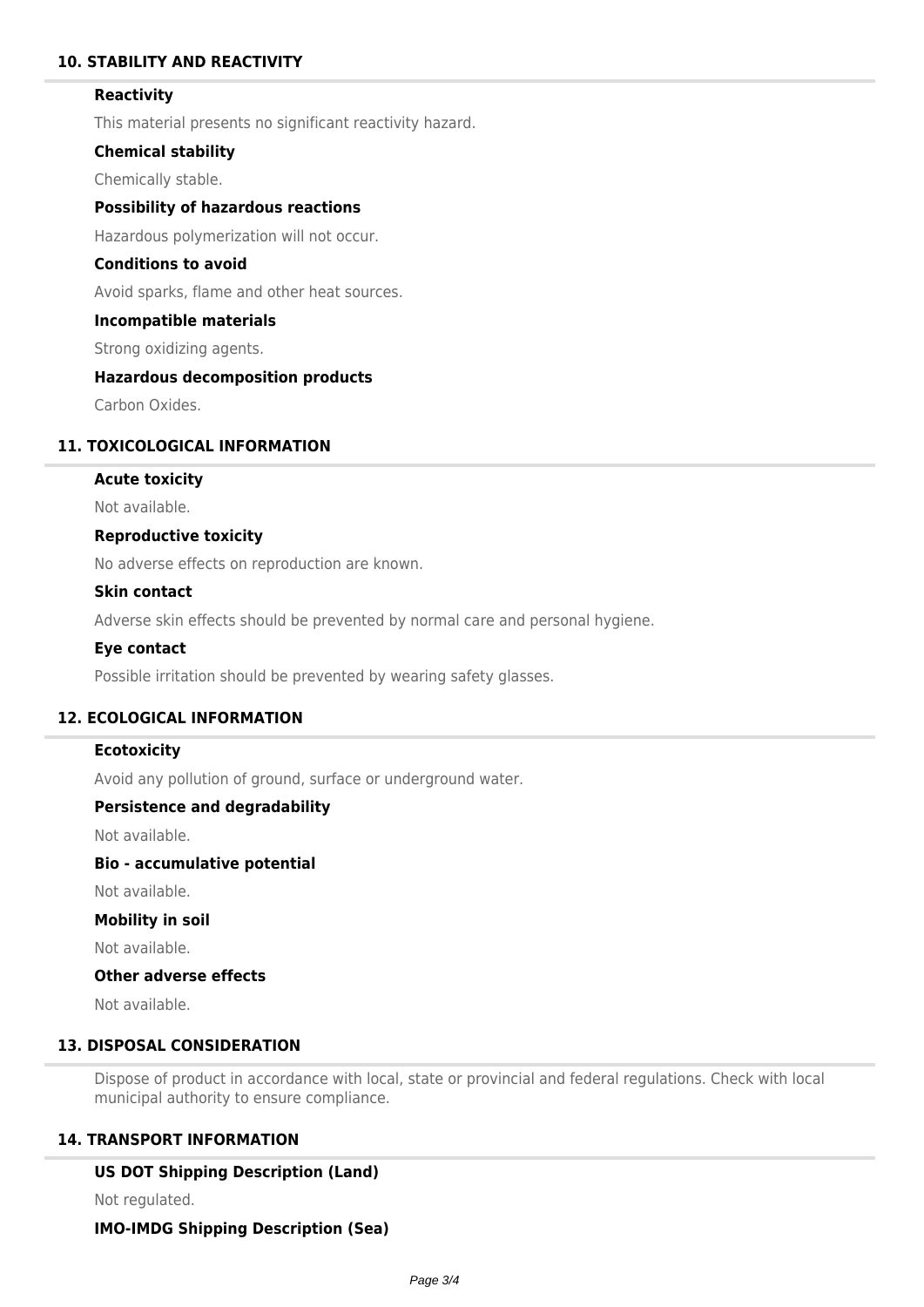## 10. STABILITY AND REACTIVITY

### Reactivity

This material presents no significant reactivity hazard.

### Chemical stability

Chemically stable.

### Possibility of hazardous reactions

Hazardous polymerization will not occur.

### Conditions to avoid

Avoid sparks, flame and other heat sources.

### Incompatible materials

Strong oxidizing agents.

### Hazardous decomposition products

Carbon Oxides.

## 11. TOXICOLOGICAL INFORMATION

### Acute toxicity

Not available.

### Reproductive toxicity

No adverse effects on reproduction are known.

### Skin contact

Adverse skin effects should be prevented by normal care and personal hygiene.

### Eye contact

Possible irritation should be prevented by wearing safety glasses.

## 12. ECOLOGICAL INFORMATION

### Ecotoxicity

Avoid any pollution of ground, surface or underground water.

### Persistence and degradability

Not available.

### Bio - accumulative potential

Not available.

### Mobility in soil

Not available.

### Other adverse effects

Not available.

## 13. DISPOSAL CONSIDERATION

Dispose of product in accordance with local, state or provincial and federal regulations. Check with local municipal authority to ensure compliance.

## 14. TRANSPORT INFORMATION

### US DOT Shipping Description (Land)

Not regulated.

### IMO-IMDG Shipping Description (Sea)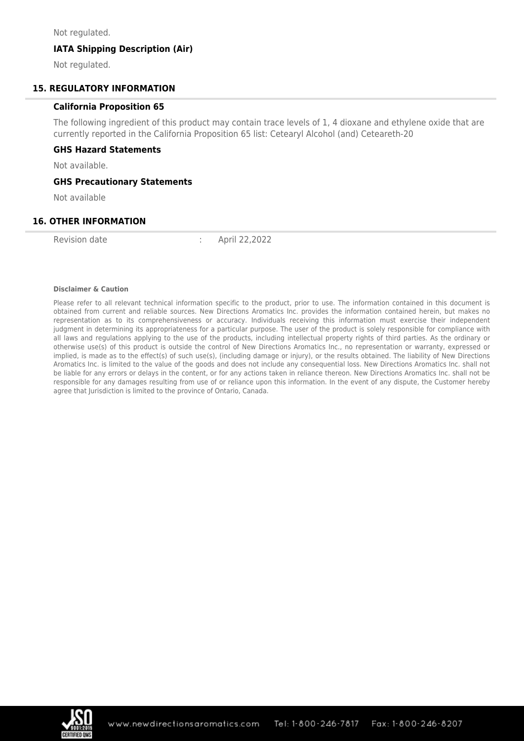Not regulated.

**IATA Shipping Description (Air)**

Not regulated.

## 15. REGULATORY INFORMATION

**California Proposition 65**

The following ingredient of this product may contain trace levels of 1, 4 dioxane and ethylene oxide that are currently reported in the California Proposition 65 list: Cetearyl Alcohol (and) Ceteareth-20

**GHS Hazard Statements**

Not available.

**GHS Precautionary Statements**

Not available

## 16. OTHER INFORMATION

| | | |
|---|---|---|
| Revision date | : | April 22,2022 |

**Disclaimer & Caution**

Please refer to all relevant technical information specific to the product, prior to use. The information contained in this document is obtained from current and reliable sources. New Directions Aromatics Inc. provides the information contained herein, but makes no representation as to its comprehensiveness or accuracy. Individuals receiving this information must exercise their independent judgment in determining its appropriateness for a particular purpose. The user of the product is solely responsible for compliance with all laws and regulations applying to the use of the products, including intellectual property rights of third parties. As the ordinary or otherwise use(s) of this product is outside the control of New Directions Aromatics Inc., no representation or warranty, expressed or implied, is made as to the effect(s) of such use(s), (including damage or injury), or the results obtained. The liability of New Directions Aromatics Inc. is limited to the value of the goods and does not include any consequential loss. New Directions Aromatics Inc. shall not be liable for any errors or delays in the content, or for any actions taken in reliance thereon. New Directions Aromatics Inc. shall not be responsible for any damages resulting from use of or reliance upon this information. In the event of any dispute, the Customer hereby agree that Jurisdiction is limited to the province of Ontario, Canada.